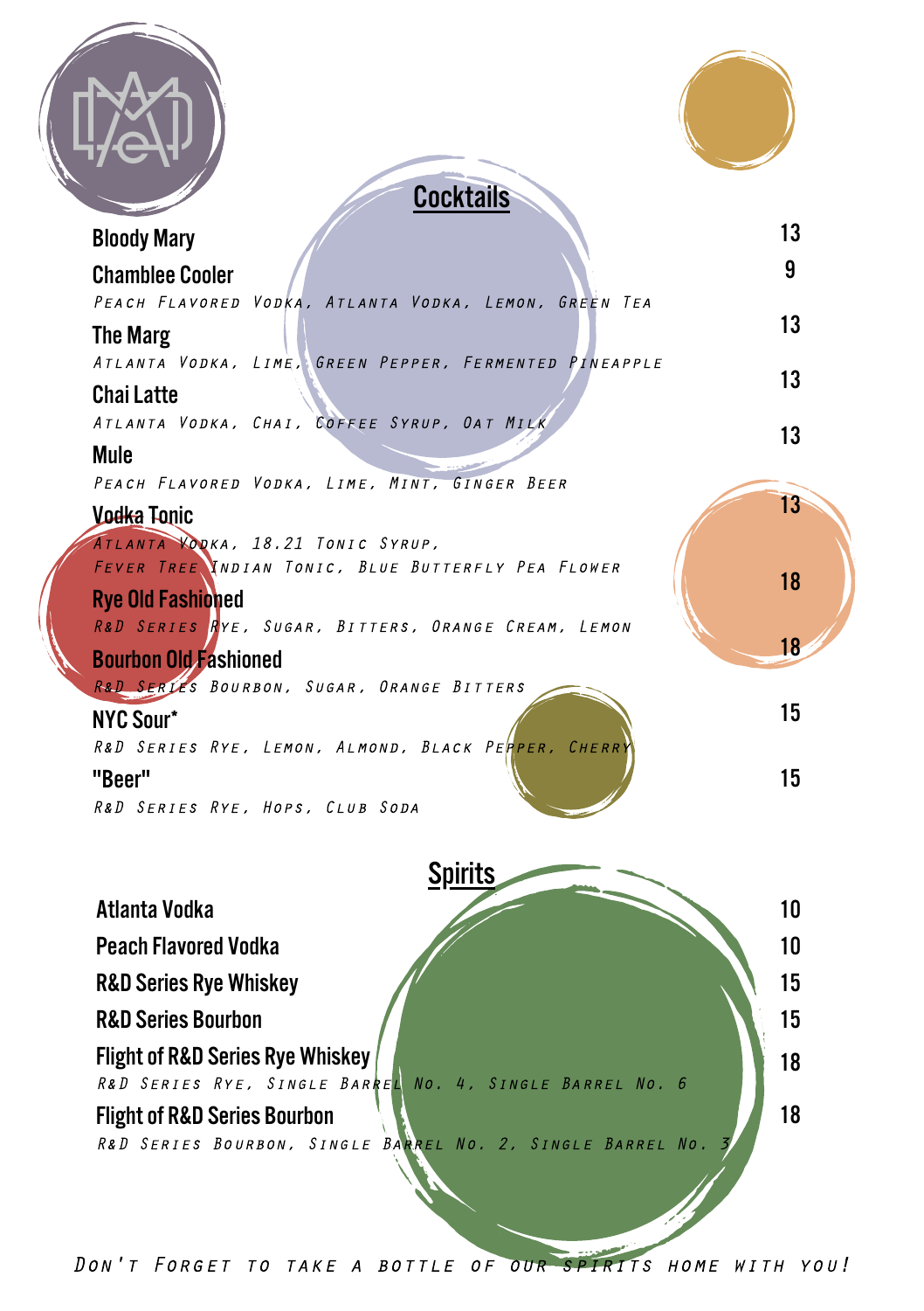## Cocktails

**Bloody Mary** 13

**Chamblee Cooler** 9
*Peach Flavored Vodka, Atlanta Vodka, Lemon, Green Tea*

**The Marg** 13
*Atlanta Vodka, Lime, Green Pepper, Fermented Pineapple*

**Chai Latte** 13
*Atlanta Vodka, Chai, Coffee Syrup, Oat Milk*

**Mule** 13
*Peach Flavored Vodka, Lime, Mint, Ginger Beer*

**Vodka Tonic** 13
*Atlanta Vodka, 18.21 Tonic Syrup, Fever Tree Indian Tonic, Blue Butterfly Pea Flower*

**Rye Old Fashioned** 18
*R&D Series Rye, Sugar, Bitters, Orange Cream, Lemon*

**Bourbon Old Fashioned** 18
*R&D Series Bourbon, Sugar, Orange Bitters*

**NYC Sour*** 15
*R&D Series Rye, Lemon, Almond, Black Pepper, Cherry*

**"Beer"** 15
*R&D Series Rye, Hops, Club Soda*

## Spirits

**Atlanta Vodka** 10

**Peach Flavored Vodka** 10

**R&D Series Rye Whiskey** 15

**R&D Series Bourbon** 15

**Flight of R&D Series Rye Whiskey** 18
*R&D Series Rye, Single Barrel No. 4, Single Barrel No. 6*

**Flight of R&D Series Bourbon** 18
*R&D Series Bourbon, Single Barrel No. 2, Single Barrel No. 3*

*Don't Forget to take a bottle of our spirits home with you!*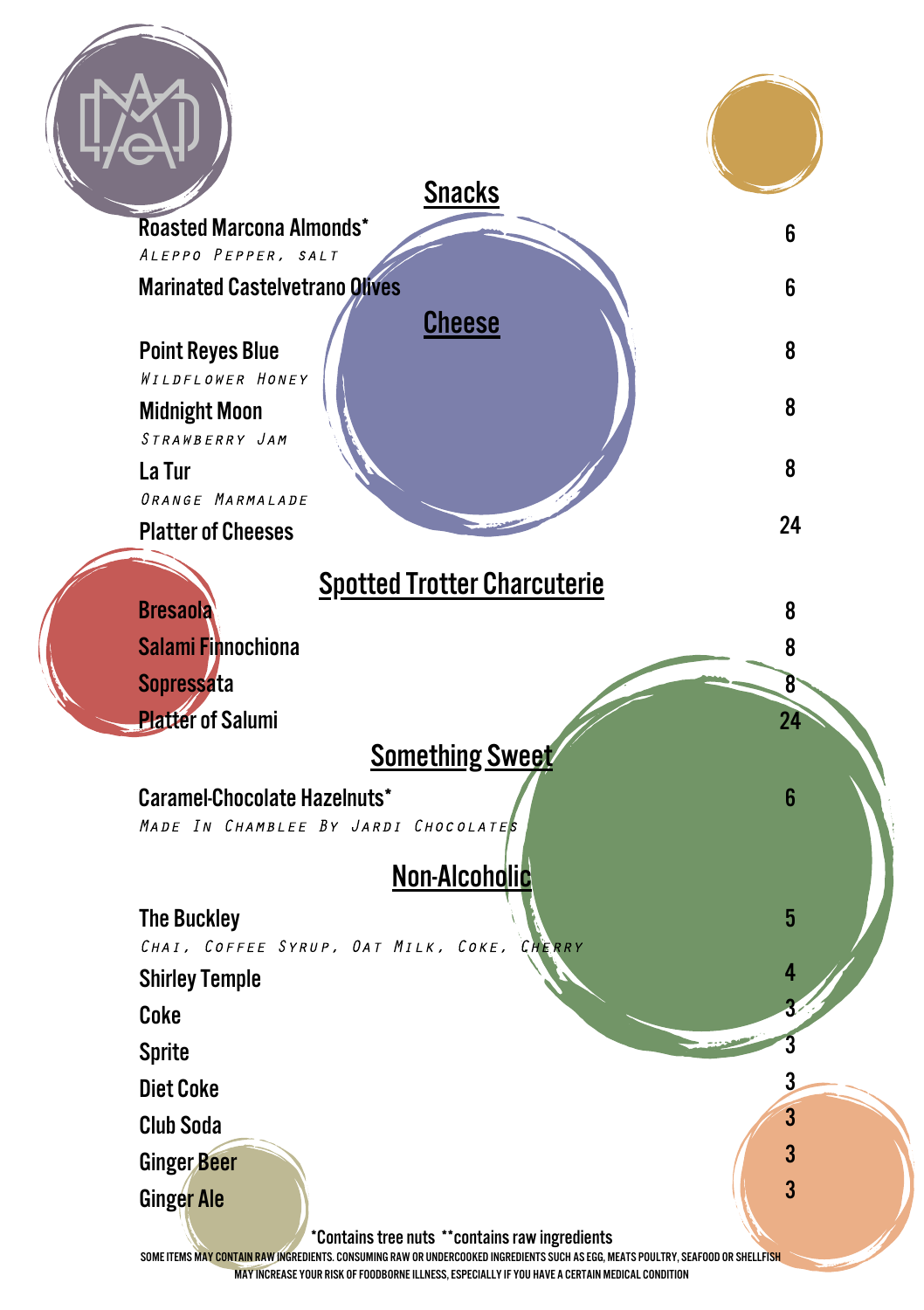## Snacks

| | |
|---|---|
| **Roasted Marcona Almonds*** <br> *Aleppo Pepper, salt* | 6 |
| **Marinated Castelvetrano Olives** | 6 |

## Cheese

| | |
|---|---|
| **Point Reyes Blue** <br> *Wildflower Honey* | 8 |
| **Midnight Moon** <br> *Strawberry Jam* | 8 |
| **La Tur** <br> *Orange Marmalade* | 8 |
| **Platter of Cheeses** | 24 |

## Spotted Trotter Charcuterie

| | |
|---|---|
| **Bresaola** | 8 |
| **Salami Finnochiona** | 8 |
| **Sopressata** | 8 |
| **Platter of Salumi** | 24 |

## Something Sweet

| | |
|---|---|
| **Caramel-Chocolate Hazelnuts*** <br> *Made In Chamblee By Jardi Chocolates* | 6 |

## Non-Alcoholic

| | |
|---|---|
| **The Buckley** <br> *Chai, Coffee Syrup, Oat Milk, Coke, Cherry* | 5 |
| **Shirley Temple** | 4 |
| **Coke** | 3 |
| **Sprite** | 3 |
| **Diet Coke** | 3 |
| **Club Soda** | 3 |
| **Ginger Beer** | 3 |
| **Ginger Ale** | 3 |

*Contains tree nuts **contains raw ingredients

SOME ITEMS MAY CONTAIN RAW INGREDIENTS. CONSUMING RAW OR UNDERCOOKED INGREDIENTS SUCH AS EGG, MEATS POULTRY, SEAFOOD OR SHELLFISH MAY INCREASE YOUR RISK OF FOODBORNE ILLNESS, ESPECIALLY IF YOU HAVE A CERTAIN MEDICAL CONDITION